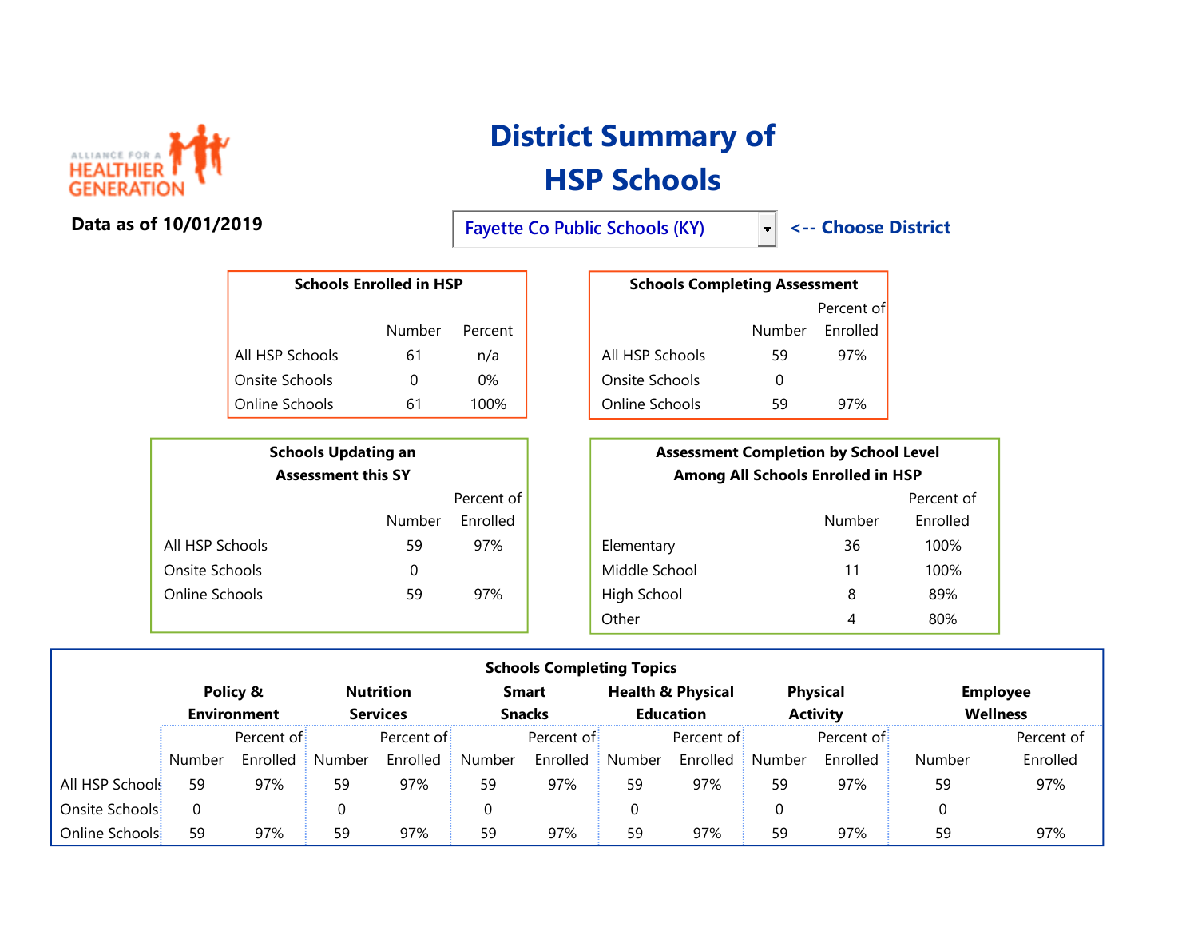ALLIANCE FOR A HEALTHIER GENERATION

# District Summary of HSP Schools

**Data as of 10/01/2019**

Fayette Co Public Schools (KY) **<-- Choose District**

**Schools Enrolled in HSP**

| | Number | Percent |
|---|---|---|
| All HSP Schools | 61 | n/a |
| Onsite Schools | 0 | 0% |
| Online Schools | 61 | 100% |

**Schools Completing Assessment**

| | Number | Percent of Enrolled |
|---|---|---|
| All HSP Schools | 59 | 97% |
| Onsite Schools | 0 | |
| Online Schools | 59 | 97% |

**Schools Updating an Assessment this SY**

| | Number | Percent of Enrolled |
|---|---|---|
| All HSP Schools | 59 | 97% |
| Onsite Schools | 0 | |
| Online Schools | 59 | 97% |

**Assessment Completion by School Level Among All Schools Enrolled in HSP**

| | Number | Percent of Enrolled |
|---|---|---|
| Elementary | 36 | 100% |
| Middle School | 11 | 100% |
| High School | 8 | 89% |
| Other | 4 | 80% |

**Schools Completing Topics**

| | Policy & Environment | | Nutrition Services | | Smart Snacks | | Health & Physical Education | | Physical Activity | | Employee Wellness | |
|---|---|---|---|---|---|---|---|---|---|---|---|---|
| | Number | Percent of Enrolled | Number | Percent of Enrolled | Number | Percent of Enrolled | Number | Percent of Enrolled | Number | Percent of Enrolled | Number | Percent of Enrolled |
| All HSP Schools | 59 | 97% | 59 | 97% | 59 | 97% | 59 | 97% | 59 | 97% | 59 | 97% |
| Onsite Schools | 0 | | 0 | | 0 | | 0 | | 0 | | 0 | |
| Online Schools | 59 | 97% | 59 | 97% | 59 | 97% | 59 | 97% | 59 | 97% | 59 | 97% |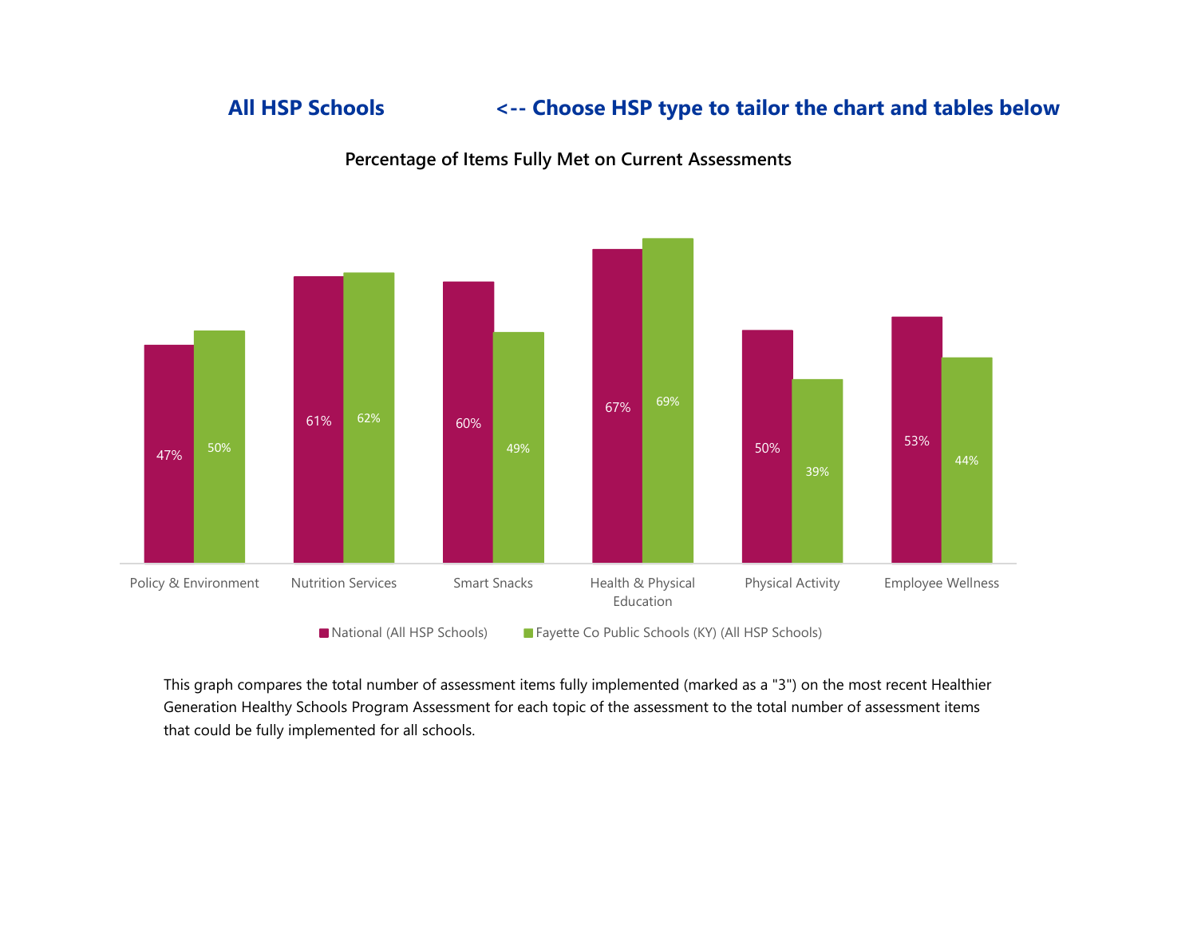**All HSP Schools** **<-- Choose HSP type to tailor the chart and tables below**

Percentage of Items Fully Met on Current Assessments

Policy & Environment: 47% 50%
Nutrition Services: 61% 62%
Smart Snacks: 60% 49%
Health & Physical Education: 67% 69%
Physical Activity: 50% 39%
Employee Wellness: 53% 44%

National (All HSP Schools)
Fayette Co Public Schools (KY) (All HSP Schools)

This graph compares the total number of assessment items fully implemented (marked as a "3") on the most recent Healthier Generation Healthy Schools Program Assessment for each topic of the assessment to the total number of assessment items that could be fully implemented for all schools.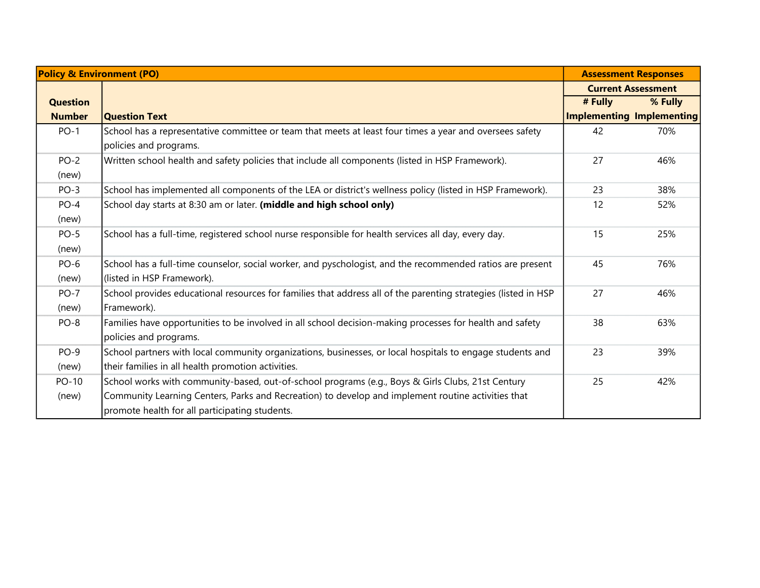| Policy & Environment (PO) | | Assessment Responses | |
|---|---|---|---|
| | | Current Assessment | |
| Question Number | Question Text | # Fully Implementing | % Fully Implementing |
| PO-1 | School has a representative committee or team that meets at least four times a year and oversees safety policies and programs. | 42 | 70% |
| PO-2 (new) | Written school health and safety policies that include all components (listed in HSP Framework). | 27 | 46% |
| PO-3 | School has implemented all components of the LEA or district's wellness policy (listed in HSP Framework). | 23 | 38% |
| PO-4 (new) | School day starts at 8:30 am or later. **(middle and high school only)** | 12 | 52% |
| PO-5 (new) | School has a full-time, registered school nurse responsible for health services all day, every day. | 15 | 25% |
| PO-6 (new) | School has a full-time counselor, social worker, and pyschologist, and the recommended ratios are present (listed in HSP Framework). | 45 | 76% |
| PO-7 (new) | School provides educational resources for families that address all of the parenting strategies (listed in HSP Framework). | 27 | 46% |
| PO-8 | Families have opportunities to be involved in all school decision-making processes for health and safety policies and programs. | 38 | 63% |
| PO-9 (new) | School partners with local community organizations, businesses, or local hospitals to engage students and their families in all health promotion activities. | 23 | 39% |
| PO-10 (new) | School works with community-based, out-of-school programs (e.g., Boys & Girls Clubs, 21st Century Community Learning Centers, Parks and Recreation) to develop and implement routine activities that promote health for all participating students. | 25 | 42% |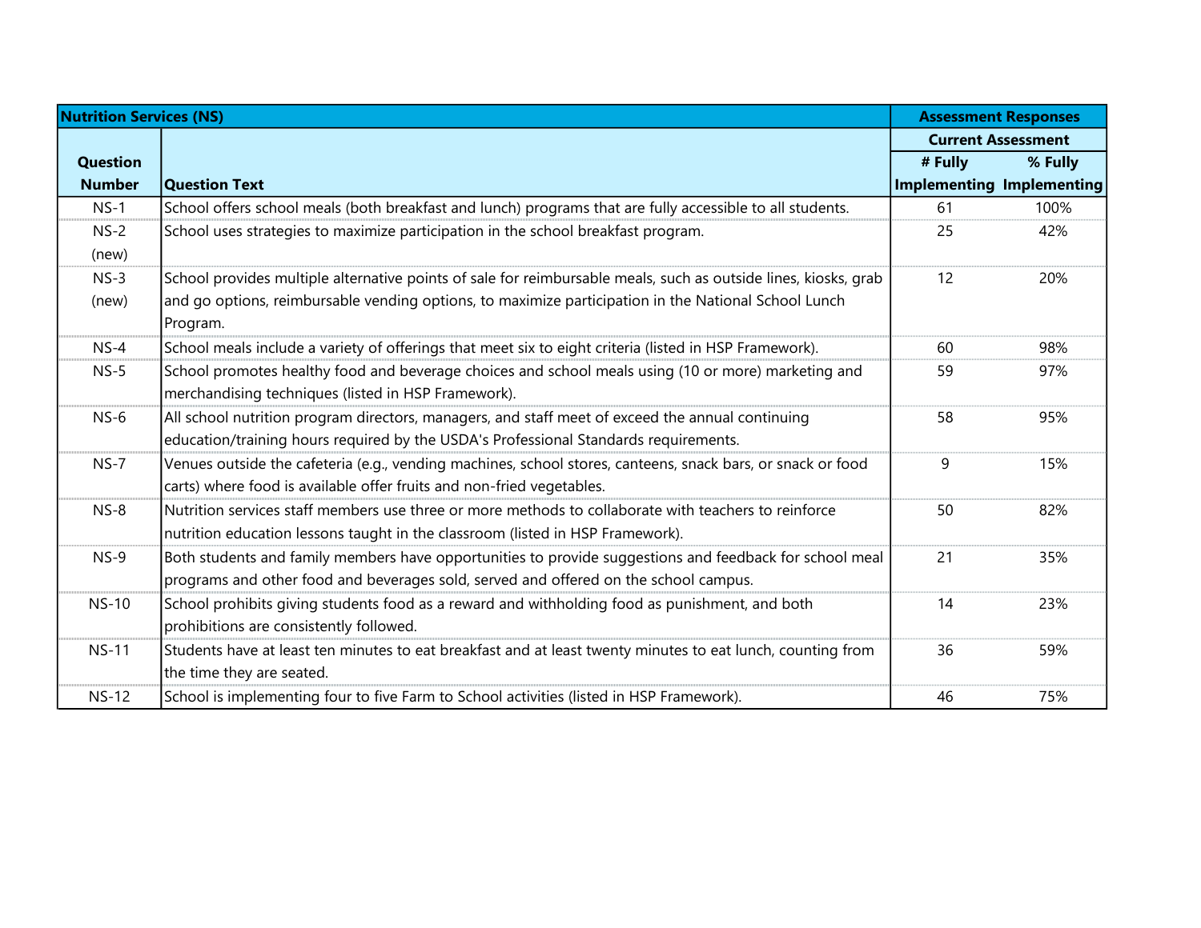| Nutrition Services (NS) | | Assessment Responses | |
|---|---|---|---|
| | | Current Assessment | |
| Question Number | Question Text | # Fully Implementing | % Fully Implementing |
| NS-1 | School offers school meals (both breakfast and lunch) programs that are fully accessible to all students. | 61 | 100% |
| NS-2 (new) | School uses strategies to maximize participation in the school breakfast program. | 25 | 42% |
| NS-3 (new) | School provides multiple alternative points of sale for reimbursable meals, such as outside lines, kiosks, grab and go options, reimbursable vending options, to maximize participation in the National School Lunch Program. | 12 | 20% |
| NS-4 | School meals include a variety of offerings that meet six to eight criteria (listed in HSP Framework). | 60 | 98% |
| NS-5 | School promotes healthy food and beverage choices and school meals using (10 or more) marketing and merchandising techniques (listed in HSP Framework). | 59 | 97% |
| NS-6 | All school nutrition program directors, managers, and staff meet of exceed the annual continuing education/training hours required by the USDA's Professional Standards requirements. | 58 | 95% |
| NS-7 | Venues outside the cafeteria (e.g., vending machines, school stores, canteens, snack bars, or snack or food carts) where food is available offer fruits and non-fried vegetables. | 9 | 15% |
| NS-8 | Nutrition services staff members use three or more methods to collaborate with teachers to reinforce nutrition education lessons taught in the classroom (listed in HSP Framework). | 50 | 82% |
| NS-9 | Both students and family members have opportunities to provide suggestions and feedback for school meal programs and other food and beverages sold, served and offered on the school campus. | 21 | 35% |
| NS-10 | School prohibits giving students food as a reward and withholding food as punishment, and both prohibitions are consistently followed. | 14 | 23% |
| NS-11 | Students have at least ten minutes to eat breakfast and at least twenty minutes to eat lunch, counting from the time they are seated. | 36 | 59% |
| NS-12 | School is implementing four to five Farm to School activities (listed in HSP Framework). | 46 | 75% |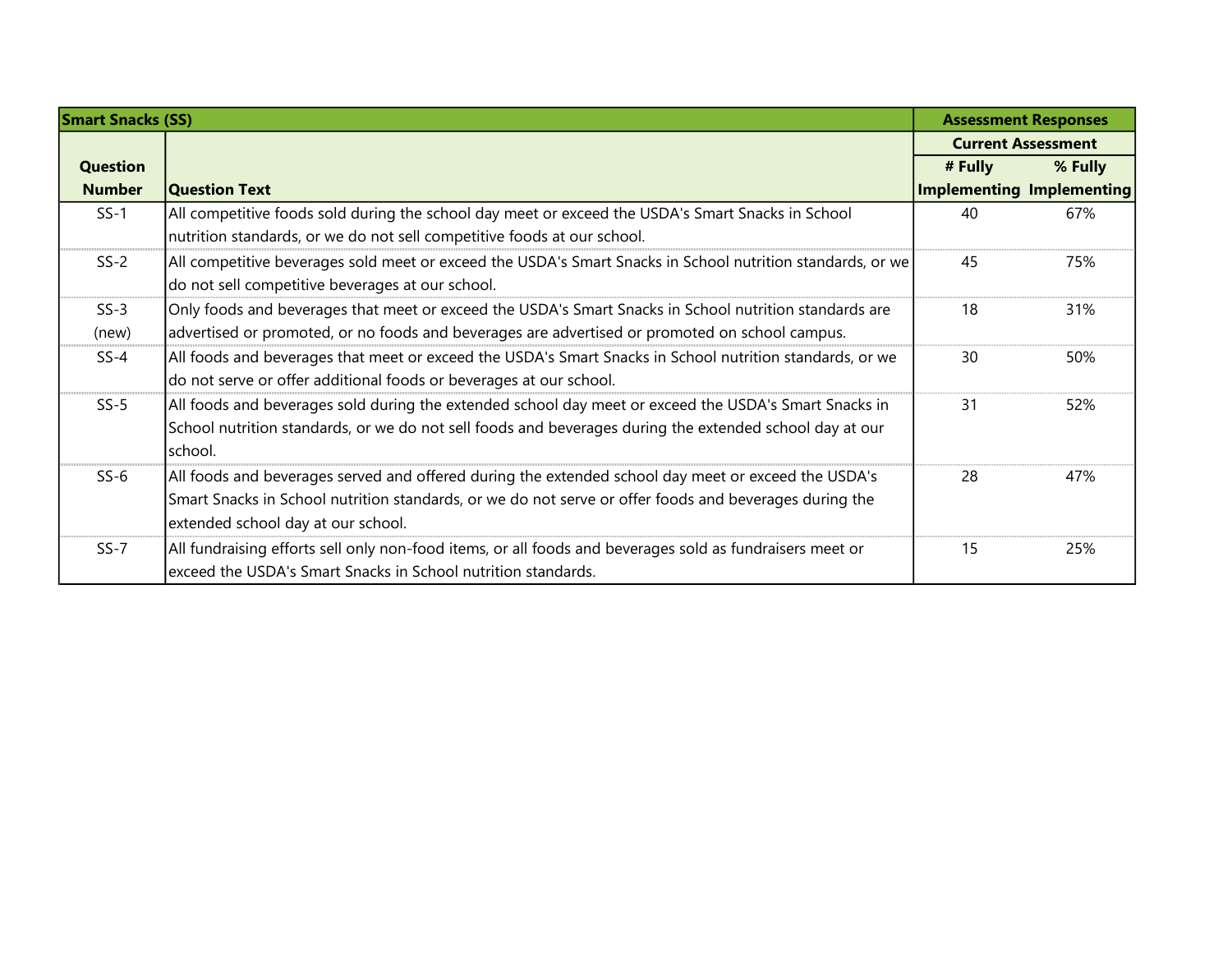| Smart Snacks (SS) | | Assessment Responses | |
|---|---|---|---|
| | | Current Assessment | |
| Question Number | Question Text | # Fully Implementing | % Fully Implementing |
| SS-1 | All competitive foods sold during the school day meet or exceed the USDA's Smart Snacks in School nutrition standards, or we do not sell competitive foods at our school. | 40 | 67% |
| SS-2 | All competitive beverages sold meet or exceed the USDA's Smart Snacks in School nutrition standards, or we do not sell competitive beverages at our school. | 45 | 75% |
| SS-3 (new) | Only foods and beverages that meet or exceed the USDA's Smart Snacks in School nutrition standards are advertised or promoted, or no foods and beverages are advertised or promoted on school campus. | 18 | 31% |
| SS-4 | All foods and beverages that meet or exceed the USDA's Smart Snacks in School nutrition standards, or we do not serve or offer additional foods or beverages at our school. | 30 | 50% |
| SS-5 | All foods and beverages sold during the extended school day meet or exceed the USDA's Smart Snacks in School nutrition standards, or we do not sell foods and beverages during the extended school day at our school. | 31 | 52% |
| SS-6 | All foods and beverages served and offered during the extended school day meet or exceed the USDA's Smart Snacks in School nutrition standards, or we do not serve or offer foods and beverages during the extended school day at our school. | 28 | 47% |
| SS-7 | All fundraising efforts sell only non-food items, or all foods and beverages sold as fundraisers meet or exceed the USDA's Smart Snacks in School nutrition standards. | 15 | 25% |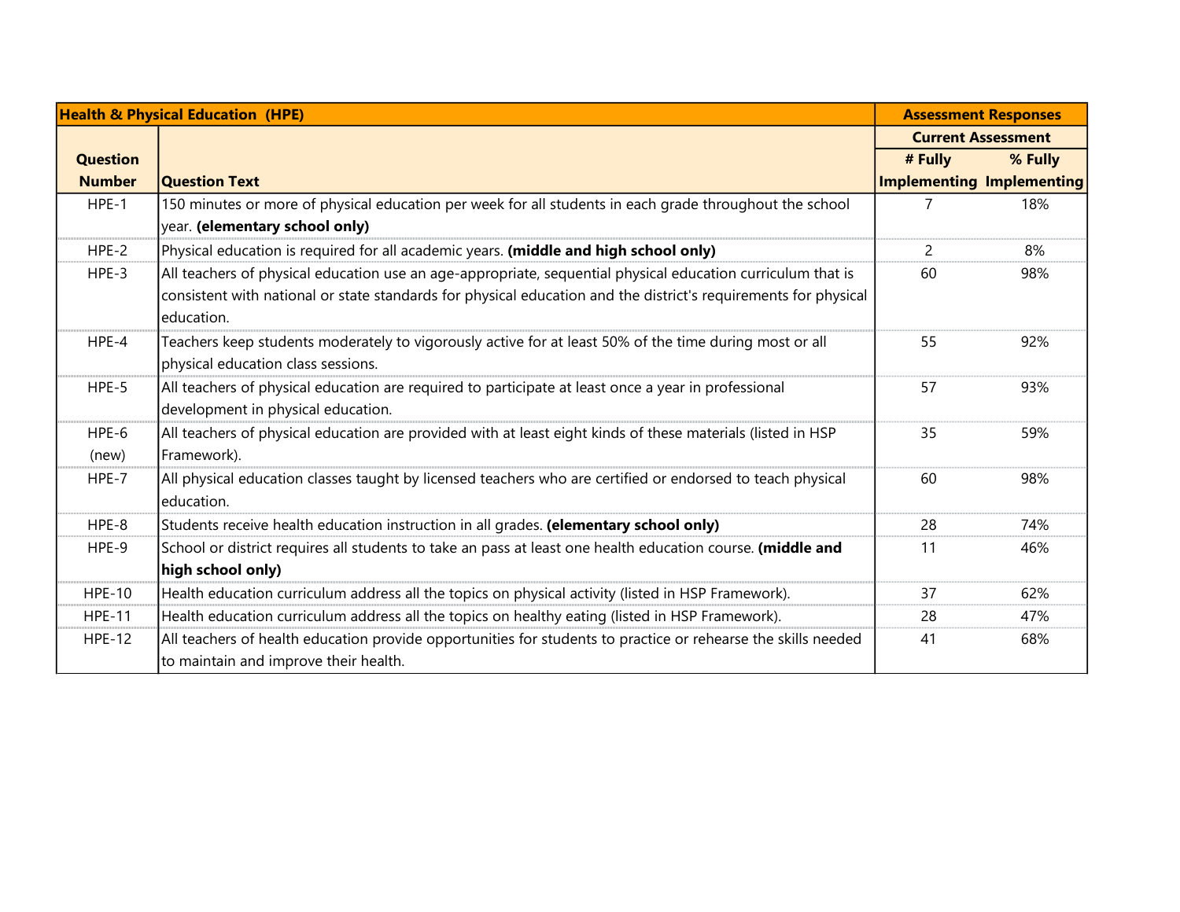| Health & Physical Education (HPE) | | Assessment Responses | |
|---|---|---|---|
| | | Current Assessment | |
| Question Number | Question Text | # Fully Implementing | % Fully Implementing |
| HPE-1 | 150 minutes or more of physical education per week for all students in each grade throughout the school year. **(elementary school only)** | 7 | 18% |
| HPE-2 | Physical education is required for all academic years. **(middle and high school only)** | 2 | 8% |
| HPE-3 | All teachers of physical education use an age-appropriate, sequential physical education curriculum that is consistent with national or state standards for physical education and the district's requirements for physical education. | 60 | 98% |
| HPE-4 | Teachers keep students moderately to vigorously active for at least 50% of the time during most or all physical education class sessions. | 55 | 92% |
| HPE-5 | All teachers of physical education are required to participate at least once a year in professional development in physical education. | 57 | 93% |
| HPE-6 (new) | All teachers of physical education are provided with at least eight kinds of these materials (listed in HSP Framework). | 35 | 59% |
| HPE-7 | All physical education classes taught by licensed teachers who are certified or endorsed to teach physical education. | 60 | 98% |
| HPE-8 | Students receive health education instruction in all grades. **(elementary school only)** | 28 | 74% |
| HPE-9 | School or district requires all students to take an pass at least one health education course. **(middle and high school only)** | 11 | 46% |
| HPE-10 | Health education curriculum address all the topics on physical activity (listed in HSP Framework). | 37 | 62% |
| HPE-11 | Health education curriculum address all the topics on healthy eating (listed in HSP Framework). | 28 | 47% |
| HPE-12 | All teachers of health education provide opportunities for students to practice or rehearse the skills needed to maintain and improve their health. | 41 | 68% |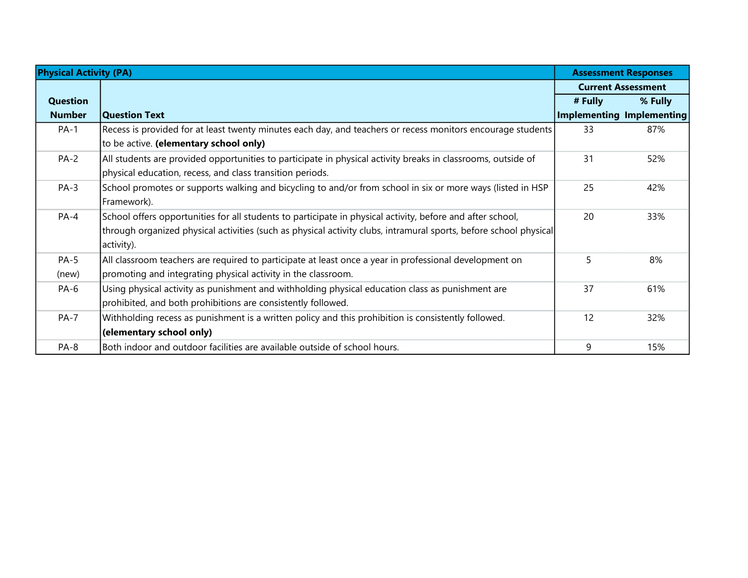| Physical Activity (PA) | | Assessment Responses | |
|---|---|---|---|
| | | Current Assessment | |
| Question Number | Question Text | # Fully Implementing | % Fully Implementing |
| PA-1 | Recess is provided for at least twenty minutes each day, and teachers or recess monitors encourage students to be active. **(elementary school only)** | 33 | 87% |
| PA-2 | All students are provided opportunities to participate in physical activity breaks in classrooms, outside of physical education, recess, and class transition periods. | 31 | 52% |
| PA-3 | School promotes or supports walking and bicycling to and/or from school in six or more ways (listed in HSP Framework). | 25 | 42% |
| PA-4 | School offers opportunities for all students to participate in physical activity, before and after school, through organized physical activities (such as physical activity clubs, intramural sports, before school physical activity). | 20 | 33% |
| PA-5 (new) | All classroom teachers are required to participate at least once a year in professional development on promoting and integrating physical activity in the classroom. | 5 | 8% |
| PA-6 | Using physical activity as punishment and withholding physical education class as punishment are prohibited, and both prohibitions are consistently followed. | 37 | 61% |
| PA-7 | Withholding recess as punishment is a written policy and this prohibition is consistently followed. **(elementary school only)** | 12 | 32% |
| PA-8 | Both indoor and outdoor facilities are available outside of school hours. | 9 | 15% |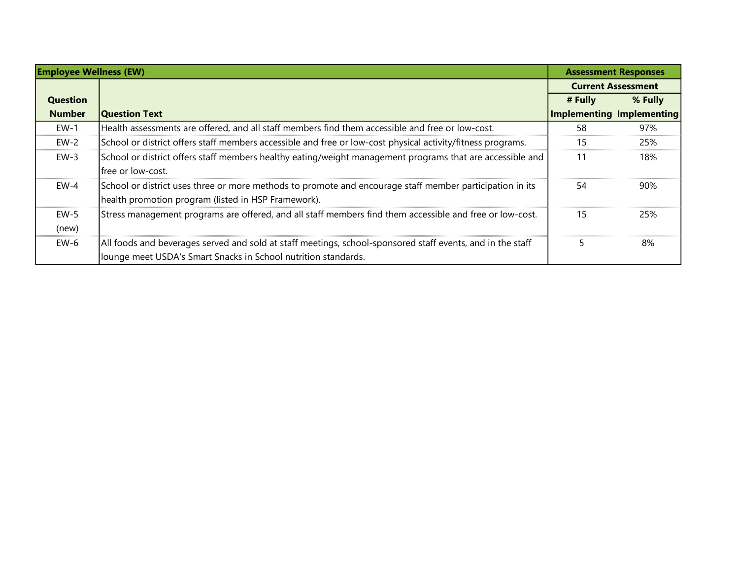| Employee Wellness (EW) | | Assessment Responses | |
|---|---|---|---|
| | | Current Assessment | |
| Question Number | Question Text | # Fully Implementing | % Fully Implementing |
| EW-1 | Health assessments are offered, and all staff members find them accessible and free or low-cost. | 58 | 97% |
| EW-2 | School or district offers staff members accessible and free or low-cost physical activity/fitness programs. | 15 | 25% |
| EW-3 | School or district offers staff members healthy eating/weight management programs that are accessible and free or low-cost. | 11 | 18% |
| EW-4 | School or district uses three or more methods to promote and encourage staff member participation in its health promotion program (listed in HSP Framework). | 54 | 90% |
| EW-5 (new) | Stress management programs are offered, and all staff members find them accessible and free or low-cost. | 15 | 25% |
| EW-6 | All foods and beverages served and sold at staff meetings, school-sponsored staff events, and in the staff lounge meet USDA's Smart Snacks in School nutrition standards. | 5 | 8% |